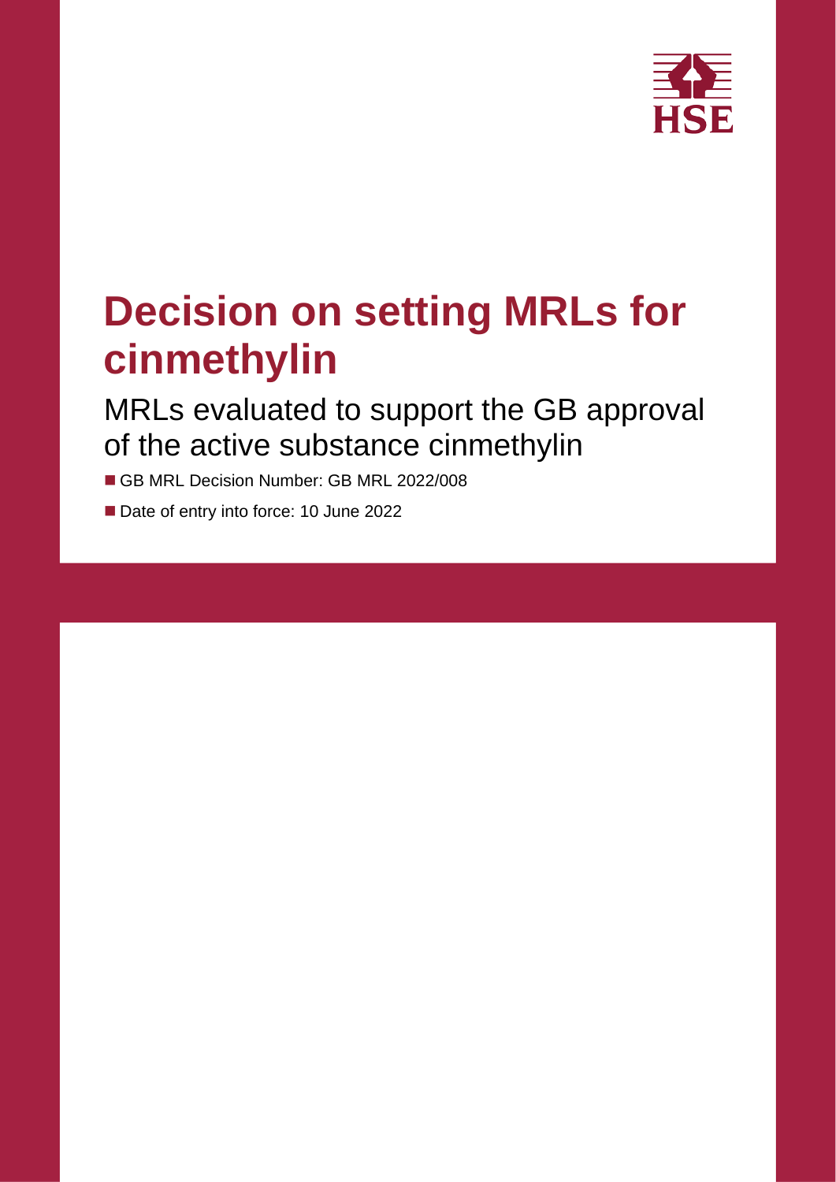# Decision on setting MRLs for cinmethylin

## MRLs evaluated to support the GB approval of the active substance cinmethylin

- GB MRL Decision Number: GB MRL 2022/008
- Date of entry into force: 10 June 2022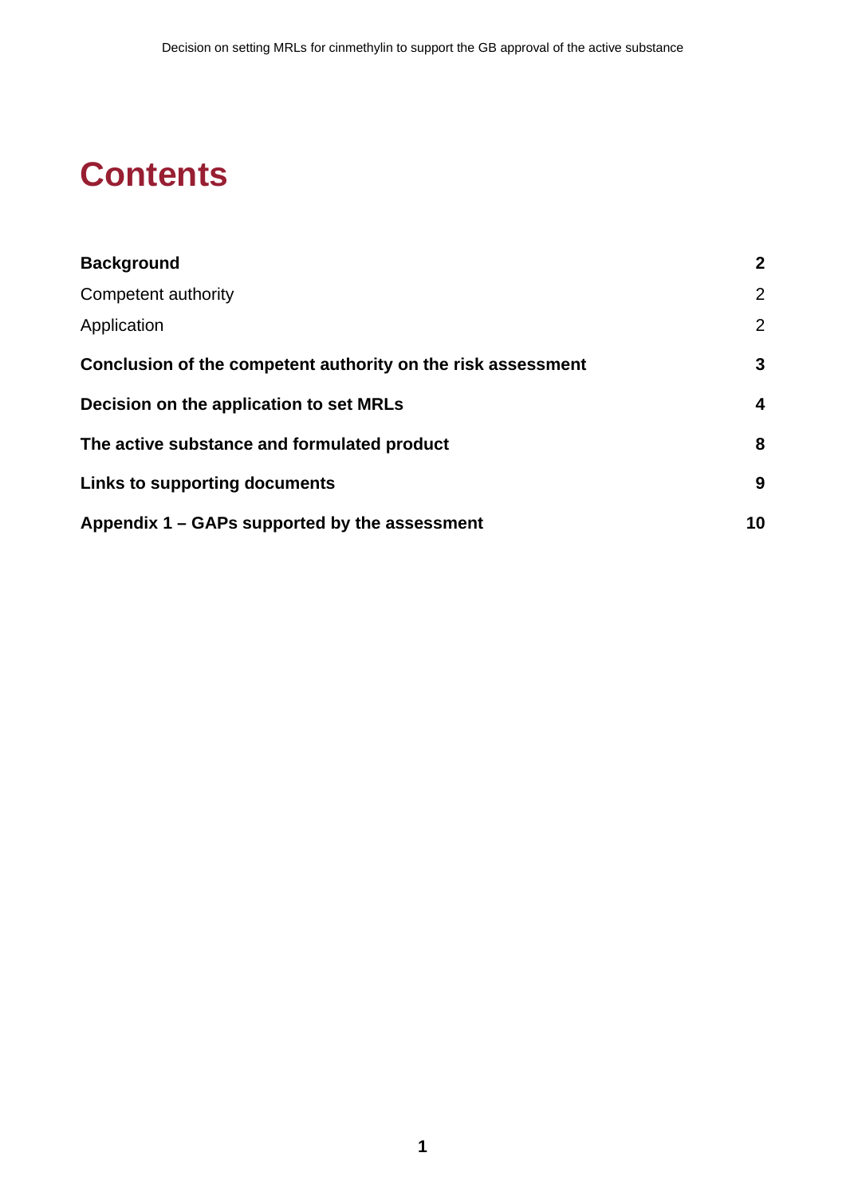# Contents

| | |
|---|---|
| **Background** | **2** |
| Competent authority | 2 |
| Application | 2 |
| **Conclusion of the competent authority on the risk assessment** | **3** |
| **Decision on the application to set MRLs** | **4** |
| **The active substance and formulated product** | **8** |
| **Links to supporting documents** | **9** |
| **Appendix 1 – GAPs supported by the assessment** | **10** |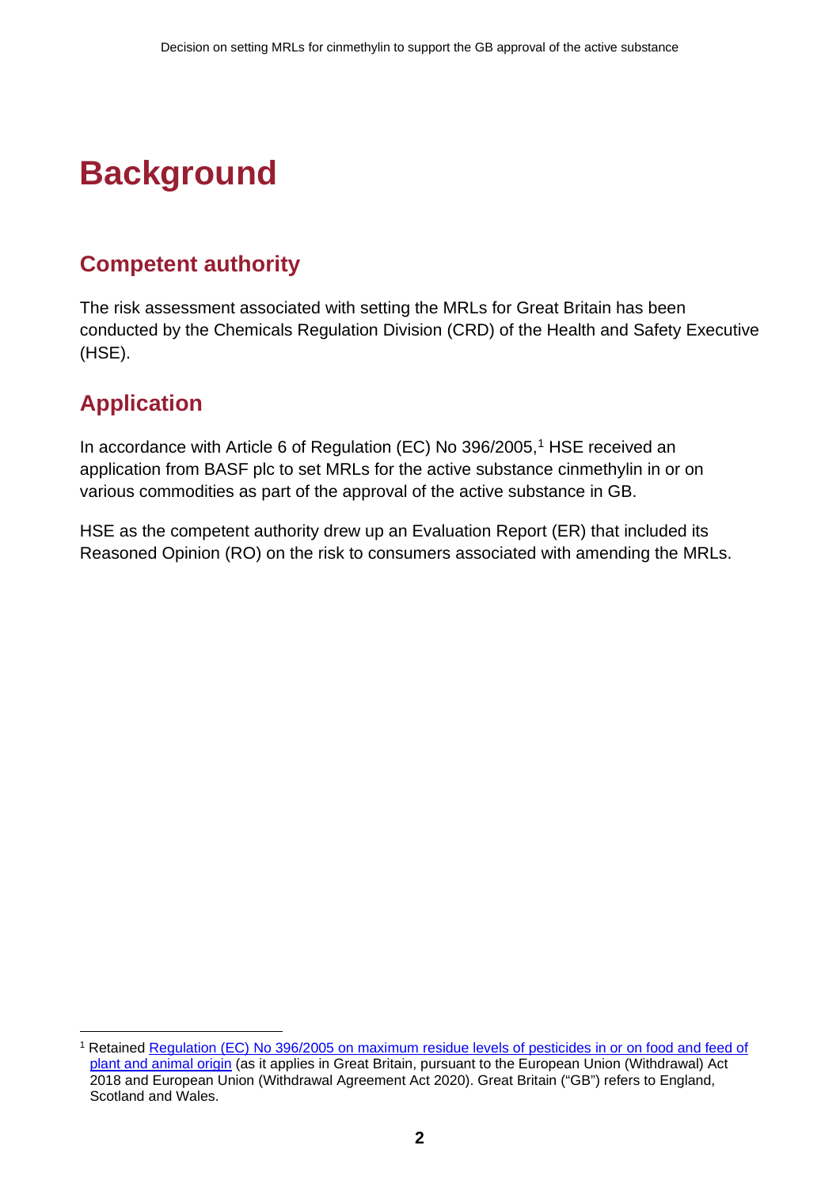# Background

## Competent authority

The risk assessment associated with setting the MRLs for Great Britain has been conducted by the Chemicals Regulation Division (CRD) of the Health and Safety Executive (HSE).

## Application

In accordance with Article 6 of Regulation (EC) No 396/2005,[1] HSE received an application from BASF plc to set MRLs for the active substance cinmethylin in or on various commodities as part of the approval of the active substance in GB.

HSE as the competent authority drew up an Evaluation Report (ER) that included its Reasoned Opinion (RO) on the risk to consumers associated with amending the MRLs.

---

[1] Retained Regulation (EC) No 396/2005 on maximum residue levels of pesticides in or on food and feed of plant and animal origin (as it applies in Great Britain, pursuant to the European Union (Withdrawal) Act 2018 and European Union (Withdrawal Agreement Act 2020). Great Britain ("GB") refers to England, Scotland and Wales.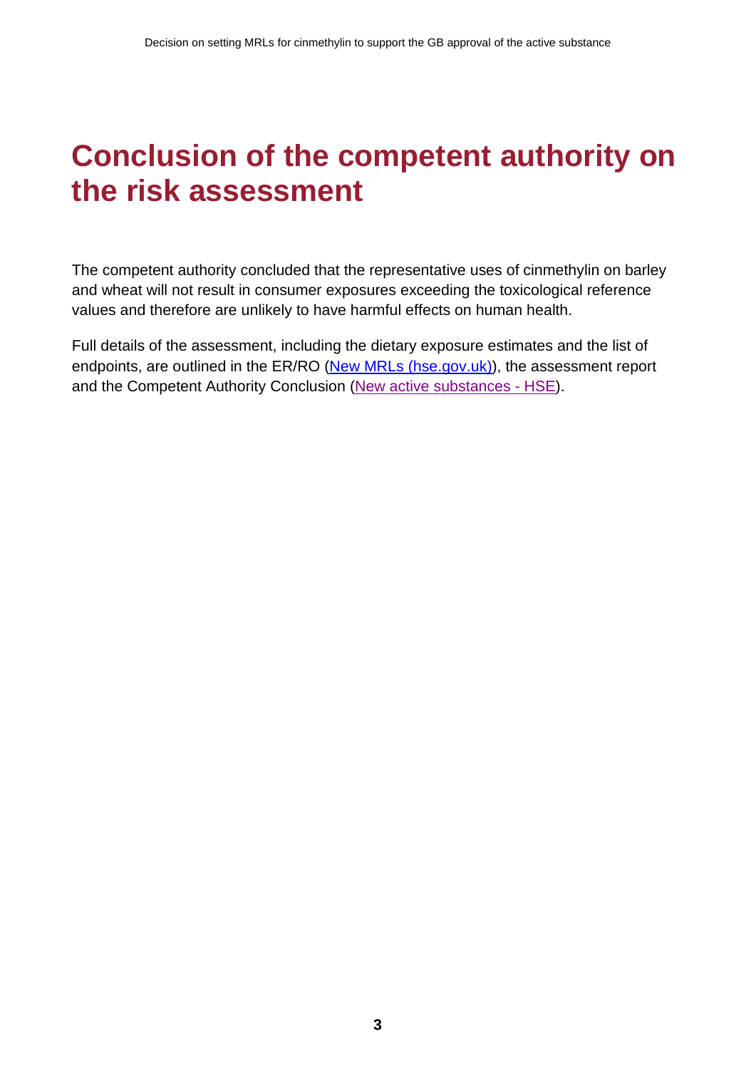# Conclusion of the competent authority on the risk assessment

The competent authority concluded that the representative uses of cinmethylin on barley and wheat will not result in consumer exposures exceeding the toxicological reference values and therefore are unlikely to have harmful effects on human health.

Full details of the assessment, including the dietary exposure estimates and the list of endpoints, are outlined in the ER/RO (New MRLs (hse.gov.uk)), the assessment report and the Competent Authority Conclusion (New active substances - HSE).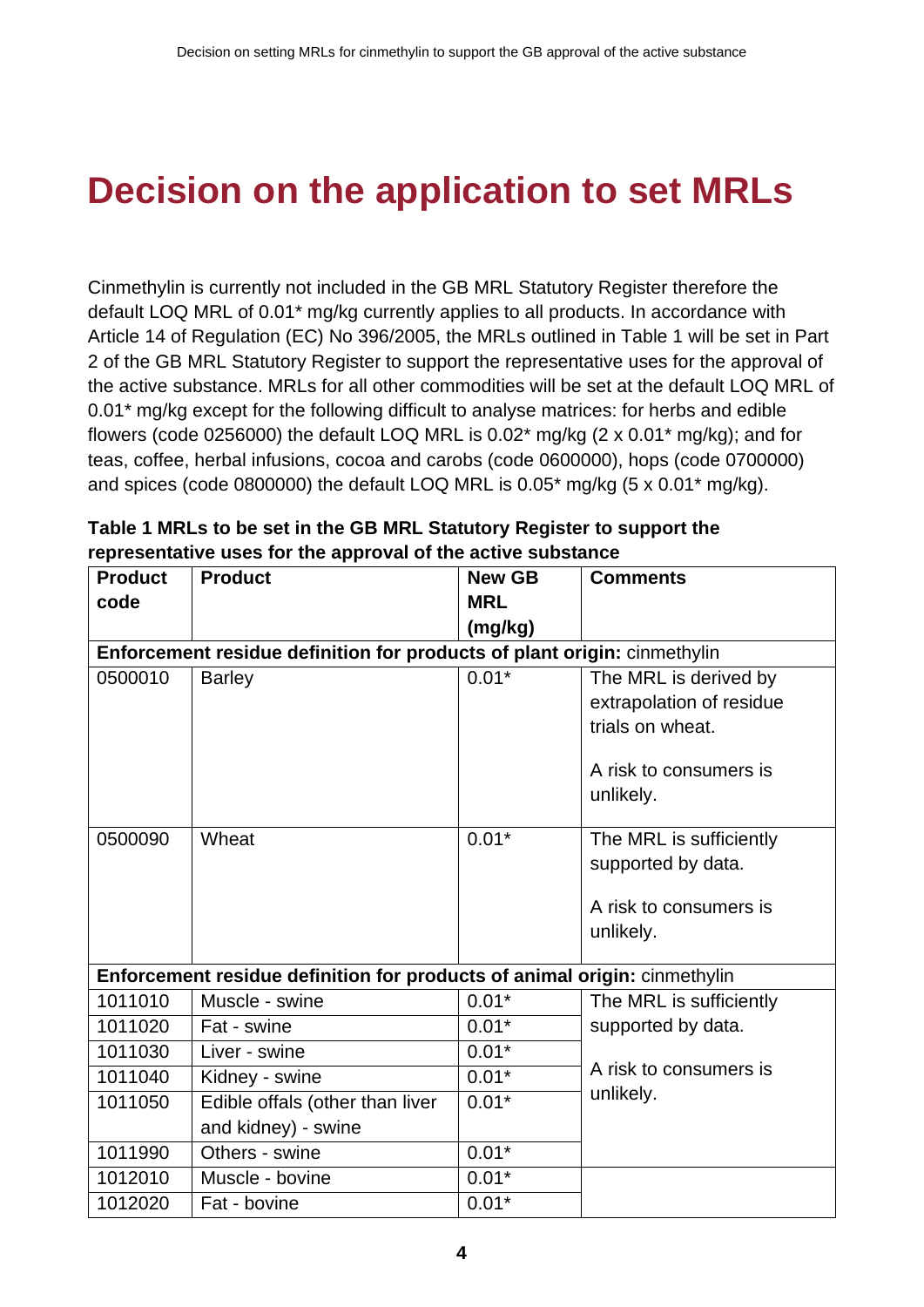# Decision on the application to set MRLs

Cinmethylin is currently not included in the GB MRL Statutory Register therefore the default LOQ MRL of 0.01* mg/kg currently applies to all products. In accordance with Article 14 of Regulation (EC) No 396/2005, the MRLs outlined in Table 1 will be set in Part 2 of the GB MRL Statutory Register to support the representative uses for the approval of the active substance. MRLs for all other commodities will be set at the default LOQ MRL of 0.01* mg/kg except for the following difficult to analyse matrices: for herbs and edible flowers (code 0256000) the default LOQ MRL is 0.02* mg/kg (2 x 0.01* mg/kg); and for teas, coffee, herbal infusions, cocoa and carobs (code 0600000), hops (code 0700000) and spices (code 0800000) the default LOQ MRL is 0.05* mg/kg (5 x 0.01* mg/kg).

**Table 1 MRLs to be set in the GB MRL Statutory Register to support the representative uses for the approval of the active substance**

| Product code | Product | New GB MRL (mg/kg) | Comments |
|---|---|---|---|
| **Enforcement residue definition for products of plant origin:** cinmethylin | | | |
| 0500010 | Barley | 0.01* | The MRL is derived by extrapolation of residue trials on wheat.<br><br>A risk to consumers is unlikely. |
| 0500090 | Wheat | 0.01* | The MRL is sufficiently supported by data.<br><br>A risk to consumers is unlikely. |
| **Enforcement residue definition for products of animal origin:** cinmethylin | | | |
| 1011010 | Muscle - swine | 0.01* | The MRL is sufficiently supported by data.<br><br>A risk to consumers is unlikely. |
| 1011020 | Fat - swine | 0.01* | |
| 1011030 | Liver - swine | 0.01* | |
| 1011040 | Kidney - swine | 0.01* | |
| 1011050 | Edible offals (other than liver and kidney) - swine | 0.01* | |
| 1011990 | Others - swine | 0.01* | |
| 1012010 | Muscle - bovine | 0.01* | |
| 1012020 | Fat - bovine | 0.01* | |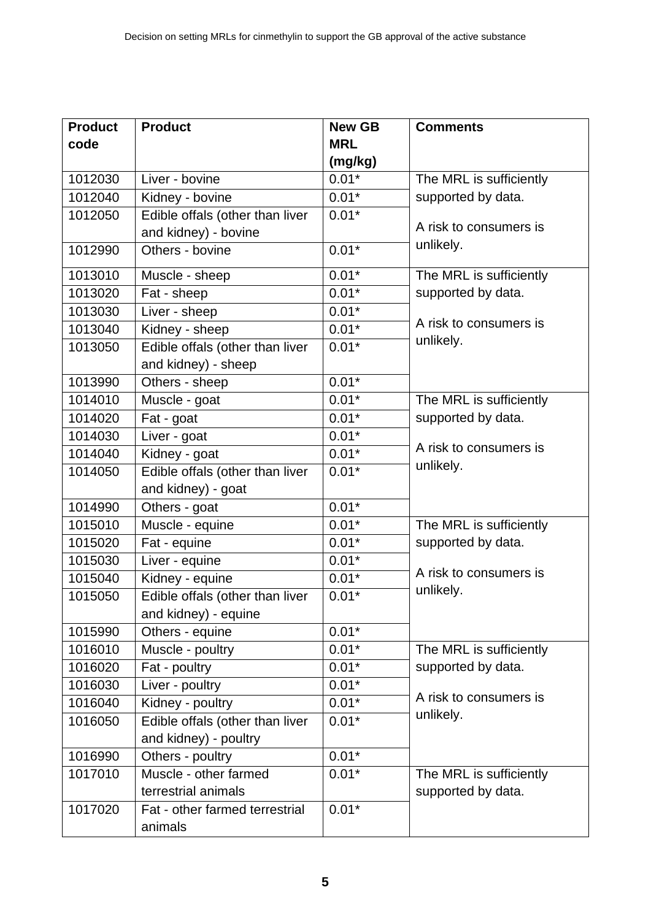| Product code | Product | New GB MRL (mg/kg) | Comments |
|---|---|---|---|
| 1012030 | Liver - bovine | 0.01* | The MRL is sufficiently supported by data. A risk to consumers is unlikely. |
| 1012040 | Kidney - bovine | 0.01* | |
| 1012050 | Edible offals (other than liver and kidney) - bovine | 0.01* | |
| 1012990 | Others - bovine | 0.01* | |
| 1013010 | Muscle - sheep | 0.01* | The MRL is sufficiently supported by data. A risk to consumers is unlikely. |
| 1013020 | Fat - sheep | 0.01* | |
| 1013030 | Liver - sheep | 0.01* | |
| 1013040 | Kidney - sheep | 0.01* | |
| 1013050 | Edible offals (other than liver and kidney) - sheep | 0.01* | |
| 1013990 | Others - sheep | 0.01* | |
| 1014010 | Muscle - goat | 0.01* | The MRL is sufficiently supported by data. A risk to consumers is unlikely. |
| 1014020 | Fat - goat | 0.01* | |
| 1014030 | Liver - goat | 0.01* | |
| 1014040 | Kidney - goat | 0.01* | |
| 1014050 | Edible offals (other than liver and kidney) - goat | 0.01* | |
| 1014990 | Others - goat | 0.01* | |
| 1015010 | Muscle - equine | 0.01* | The MRL is sufficiently supported by data. A risk to consumers is unlikely. |
| 1015020 | Fat - equine | 0.01* | |
| 1015030 | Liver - equine | 0.01* | |
| 1015040 | Kidney - equine | 0.01* | |
| 1015050 | Edible offals (other than liver and kidney) - equine | 0.01* | |
| 1015990 | Others - equine | 0.01* | |
| 1016010 | Muscle - poultry | 0.01* | The MRL is sufficiently supported by data. A risk to consumers is unlikely. |
| 1016020 | Fat - poultry | 0.01* | |
| 1016030 | Liver - poultry | 0.01* | |
| 1016040 | Kidney - poultry | 0.01* | |
| 1016050 | Edible offals (other than liver and kidney) - poultry | 0.01* | |
| 1016990 | Others - poultry | 0.01* | |
| 1017010 | Muscle - other farmed terrestrial animals | 0.01* | The MRL is sufficiently supported by data. |
| 1017020 | Fat - other farmed terrestrial animals | 0.01* | |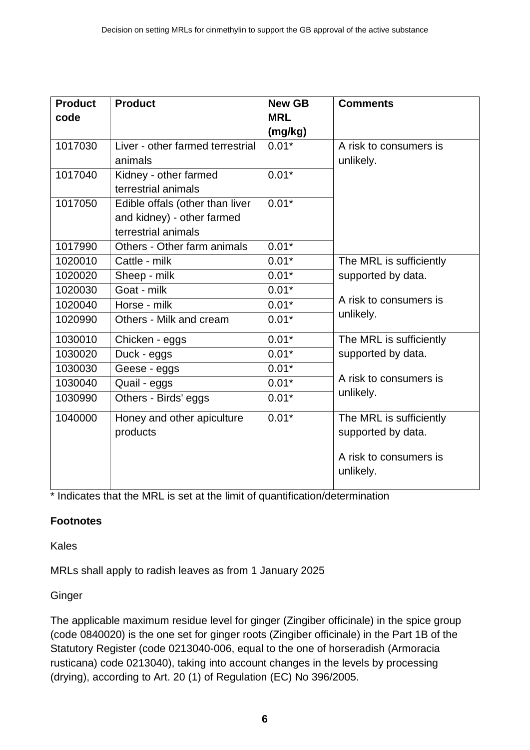| Product code | Product | New GB MRL (mg/kg) | Comments |
|---|---|---|---|
| 1017030 | Liver - other farmed terrestrial animals | 0.01* | A risk to consumers is unlikely. |
| 1017040 | Kidney - other farmed terrestrial animals | 0.01* | |
| 1017050 | Edible offals (other than liver and kidney) - other farmed terrestrial animals | 0.01* | |
| 1017990 | Others - Other farm animals | 0.01* | |
| 1020010 | Cattle - milk | 0.01* | The MRL is sufficiently supported by data.<br><br>A risk to consumers is unlikely. |
| 1020020 | Sheep - milk | 0.01* | |
| 1020030 | Goat - milk | 0.01* | |
| 1020040 | Horse - milk | 0.01* | |
| 1020990 | Others - Milk and cream | 0.01* | |
| 1030010 | Chicken - eggs | 0.01* | The MRL is sufficiently supported by data.<br><br>A risk to consumers is unlikely. |
| 1030020 | Duck - eggs | 0.01* | |
| 1030030 | Geese - eggs | 0.01* | |
| 1030040 | Quail - eggs | 0.01* | |
| 1030990 | Others - Birds' eggs | 0.01* | |
| 1040000 | Honey and other apiculture products | 0.01* | The MRL is sufficiently supported by data.<br><br>A risk to consumers is unlikely. |

* Indicates that the MRL is set at the limit of quantification/determination

**Footnotes**

Kales

MRLs shall apply to radish leaves as from 1 January 2025

Ginger

The applicable maximum residue level for ginger (Zingiber officinale) in the spice group (code 0840020) is the one set for ginger roots (Zingiber officinale) in the Part 1B of the Statutory Register (code 0213040-006, equal to the one of horseradish (Armoracia rusticana) code 0213040), taking into account changes in the levels by processing (drying), according to Art. 20 (1) of Regulation (EC) No 396/2005.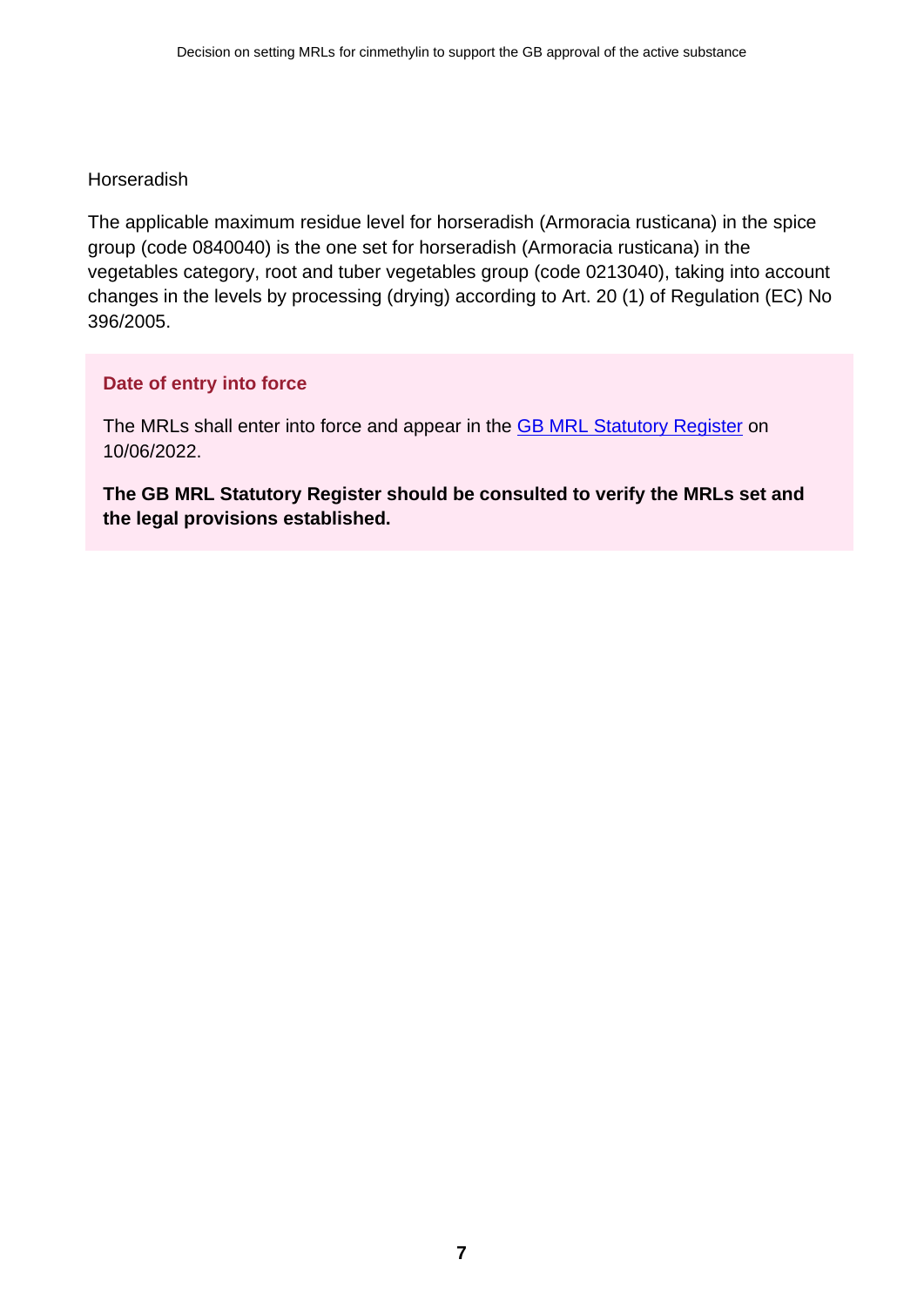Horseradish

The applicable maximum residue level for horseradish (Armoracia rusticana) in the spice group (code 0840040) is the one set for horseradish (Armoracia rusticana) in the vegetables category, root and tuber vegetables group (code 0213040), taking into account changes in the levels by processing (drying) according to Art. 20 (1) of Regulation (EC) No 396/2005.

## Date of entry into force

The MRLs shall enter into force and appear in the GB MRL Statutory Register on 10/06/2022.

**The GB MRL Statutory Register should be consulted to verify the MRLs set and the legal provisions established.**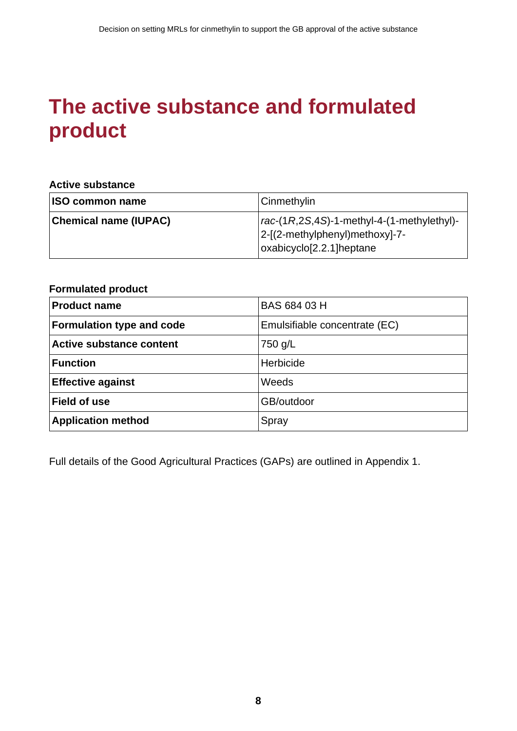# The active substance and formulated product

**Active substance**

| | |
|---|---|
| **ISO common name** | Cinmethylin |
| **Chemical name (IUPAC)** | *rac*-(1*R*,2*S*,4*S*)-1-methyl-4-(1-methylethyl)-2-[(2-methylphenyl)methoxy]-7-oxabicyclo[2.2.1]heptane |

**Formulated product**

| | |
|---|---|
| **Product name** | BAS 684 03 H |
| **Formulation type and code** | Emulsifiable concentrate (EC) |
| **Active substance content** | 750 g/L |
| **Function** | Herbicide |
| **Effective against** | Weeds |
| **Field of use** | GB/outdoor |
| **Application method** | Spray |

Full details of the Good Agricultural Practices (GAPs) are outlined in Appendix 1.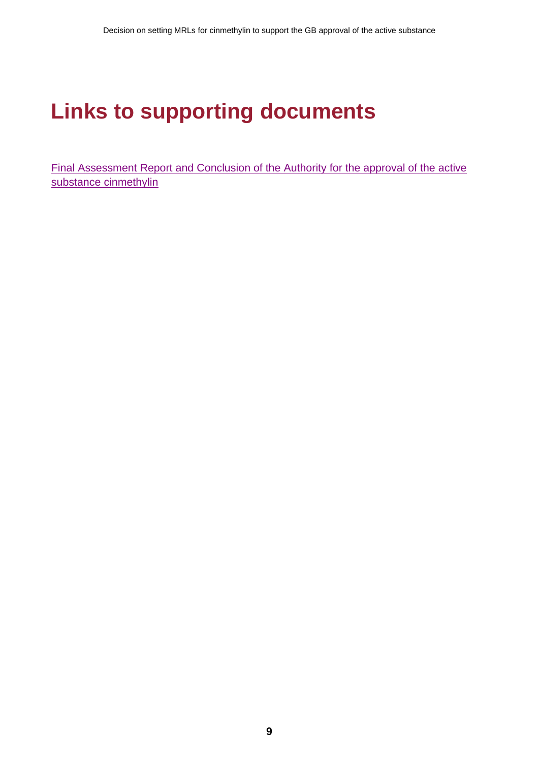# Links to supporting documents

Final Assessment Report and Conclusion of the Authority for the approval of the active substance cinmethylin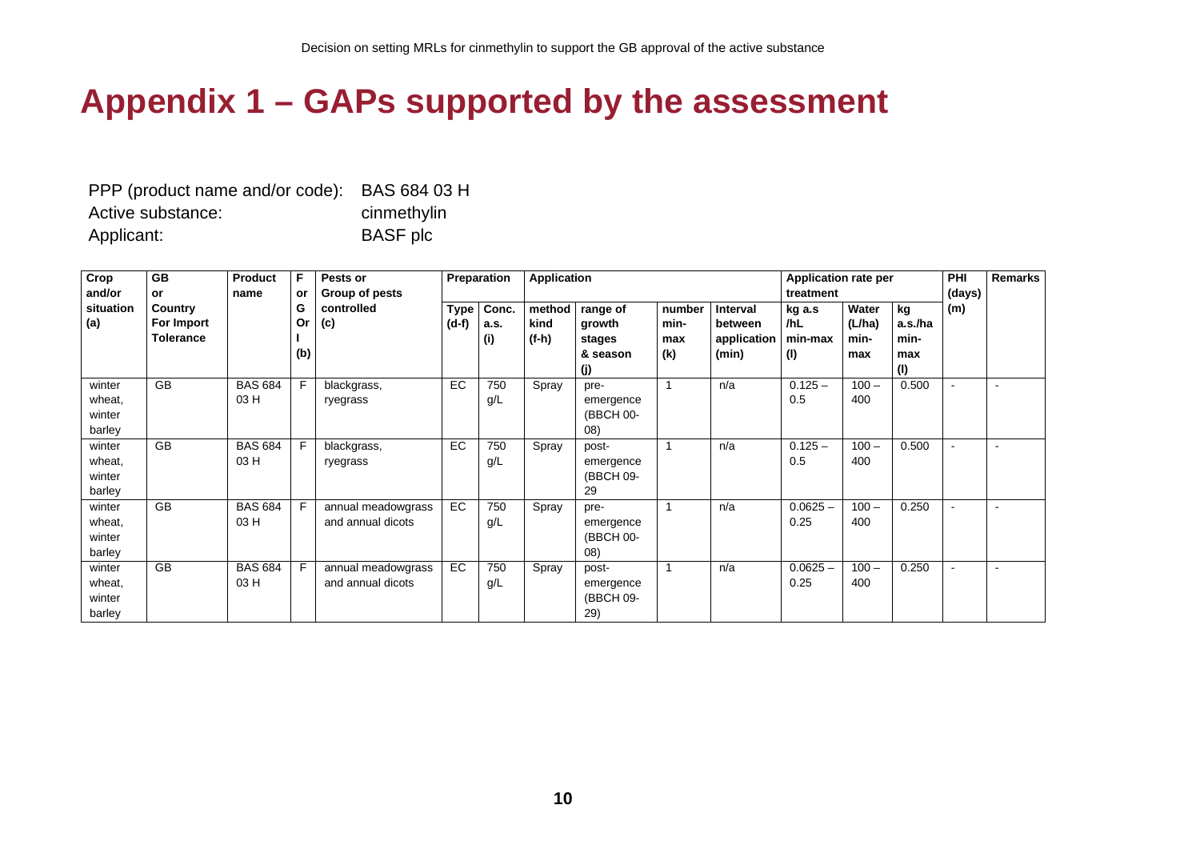# Appendix 1 – GAPs supported by the assessment

PPP (product name and/or code): BAS 684 03 H
Active substance: cinmethylin
Applicant: BASF plc

| Crop and/or situation (a) | GB or Country For Import Tolerance | Product name | F or G Or I (b) | Pests or Group of pests controlled (c) | Preparation | | Application | | | | Application rate per treatment | | | PHI (days) (m) | Remarks |
|---|---|---|---|---|---|---|---|---|---|---|---|---|---|---|---|
| | | | | | Type (d-f) | Conc. a.s. (i) | method kind (f-h) | range of growth stages & season (j) | number min-max (k) | Interval between application (min) | kg a.s /hL min-max (l) | Water (L/ha) min-max | kg a.s./ha min-max (l) | | |
| winter wheat, winter barley | GB | BAS 684 03 H | F | blackgrass, ryegrass | EC | 750 g/L | Spray | pre-emergence (BBCH 00-08) | 1 | n/a | 0.125 – 0.5 | 100 – 400 | 0.500 | - | - |
| winter wheat, winter barley | GB | BAS 684 03 H | F | blackgrass, ryegrass | EC | 750 g/L | Spray | post-emergence (BBCH 09-29 | 1 | n/a | 0.125 – 0.5 | 100 – 400 | 0.500 | - | - |
| winter wheat, winter barley | GB | BAS 684 03 H | F | annual meadowgrass and annual dicots | EC | 750 g/L | Spray | pre-emergence (BBCH 00-08) | 1 | n/a | 0.0625 – 0.25 | 100 – 400 | 0.250 | - | - |
| winter wheat, winter barley | GB | BAS 684 03 H | F | annual meadowgrass and annual dicots | EC | 750 g/L | Spray | post-emergence (BBCH 09-29) | 1 | n/a | 0.0625 – 0.25 | 100 – 400 | 0.250 | - | - |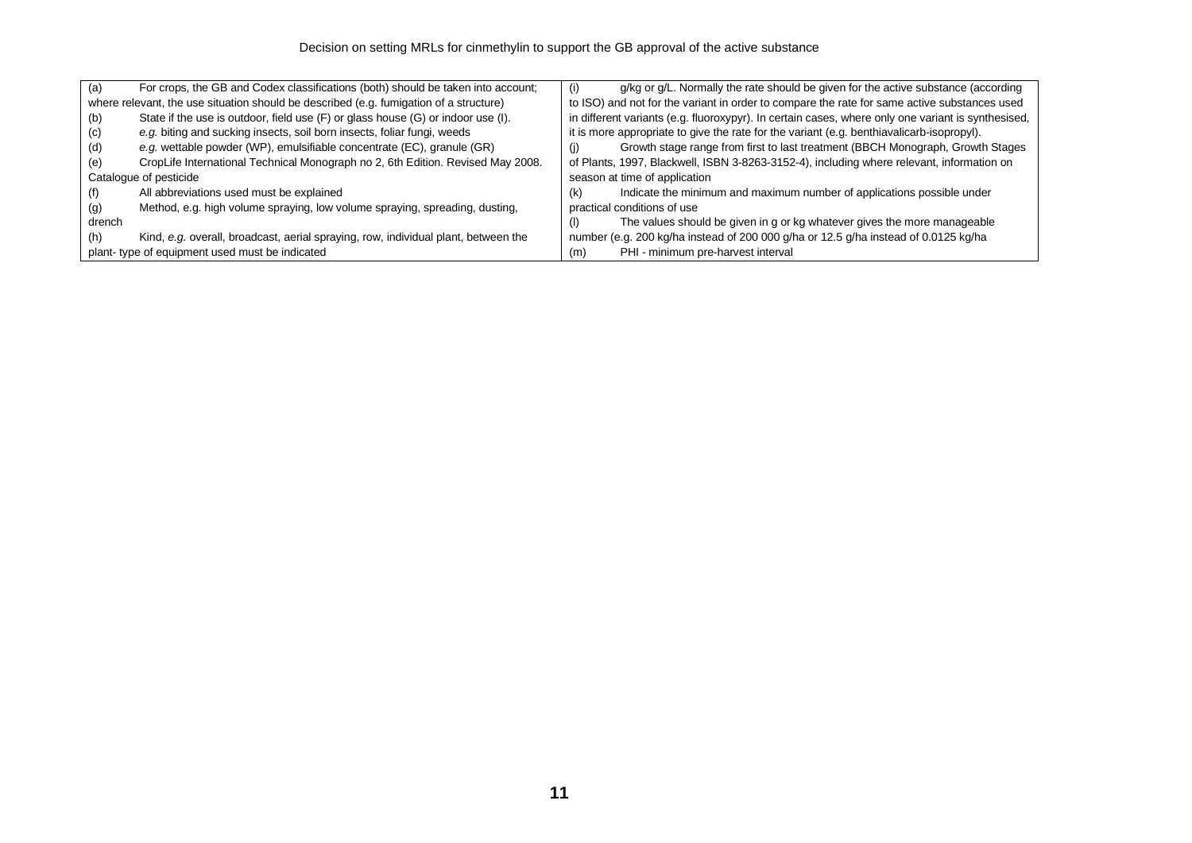| | |
|---|---|
| (a) For crops, the GB and Codex classifications (both) should be taken into account; where relevant, the use situation should be described (e.g. fumigation of a structure) | (i) g/kg or g/L. Normally the rate should be given for the active substance (according to ISO) and not for the variant in order to compare the rate for same active substances used in different variants (e.g. fluoroxypyr). In certain cases, where only one variant is synthesised, it is more appropriate to give the rate for the variant (e.g. benthiavalicarb-isopropyl). |
| (b) State if the use is outdoor, field use (F) or glass house (G) or indoor use (I). | |
| (c) *e.g.* biting and sucking insects, soil born insects, foliar fungi, weeds | |
| (d) *e.g.* wettable powder (WP), emulsifiable concentrate (EC), granule (GR) | (j) Growth stage range from first to last treatment (BBCH Monograph, Growth Stages of Plants, 1997, Blackwell, ISBN 3-8263-3152-4), including where relevant, information on season at time of application |
| (e) CropLife International Technical Monograph no 2, 6th Edition. Revised May 2008. Catalogue of pesticide | |
| (f) All abbreviations used must be explained | (k) Indicate the minimum and maximum number of applications possible under practical conditions of use |
| (g) Method, e.g. high volume spraying, low volume spraying, spreading, dusting, drench | (l) The values should be given in g or kg whatever gives the more manageable number (e.g. 200 kg/ha instead of 200 000 g/ha or 12.5 g/ha instead of 0.0125 kg/ha |
| (h) Kind, *e.g.* overall, broadcast, aerial spraying, row, individual plant, between the plant- type of equipment used must be indicated | (m) PHI - minimum pre-harvest interval |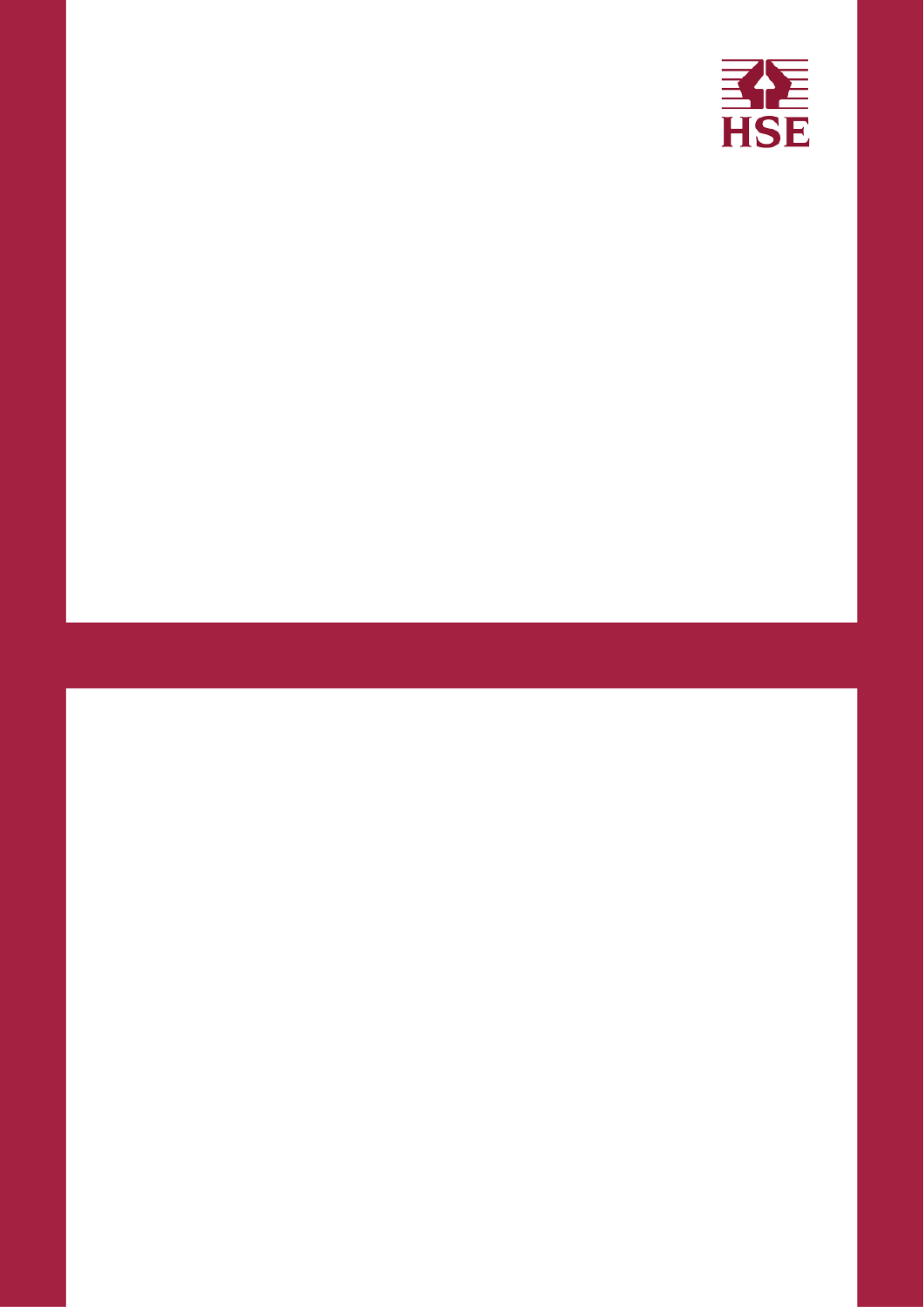HSE